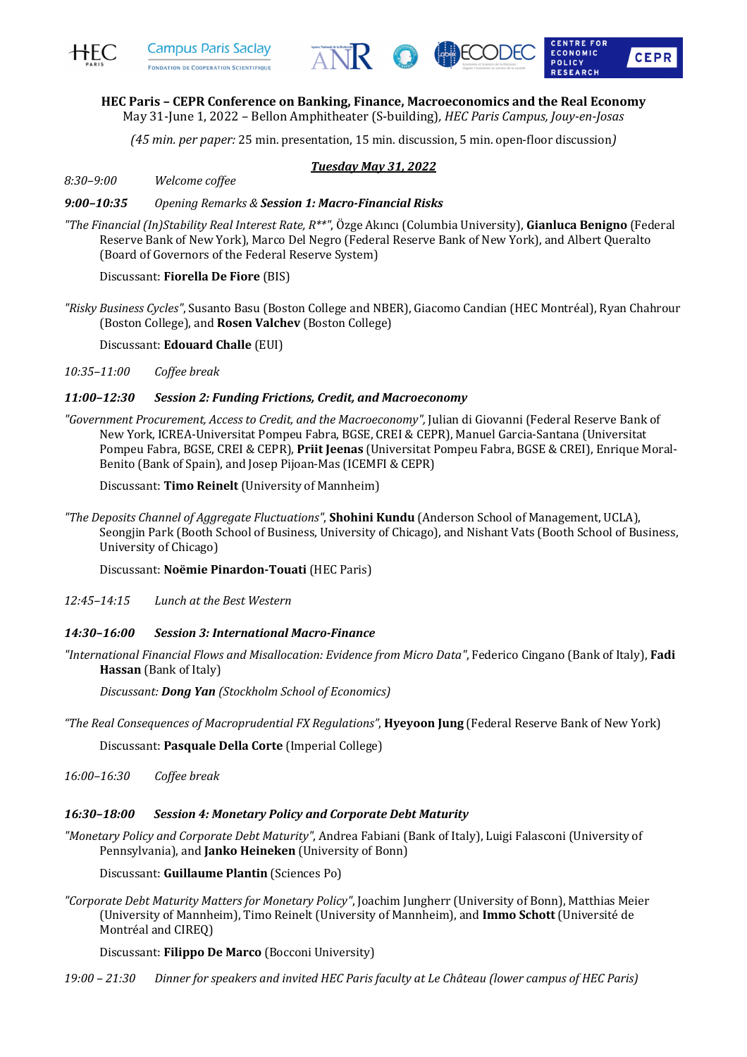**HEC Paris – CEPR Conference on Banking, Finance, Macroeconomics and the Real Economy**
May 31-June 1, 2022 – Bellon Amphitheater (S-building), *HEC Paris Campus, Jouy-en-Josas*

*(45 min. per paper:* 25 min. presentation, 15 min. discussion, 5 min. open-floor discussion*)*

***Tuesday May 31, 2022***

*8:30–9:00* *Welcome coffee*

***9:00–10:35*** *Opening Remarks &* ***Session 1: Macro-Financial Risks***

*"The Financial (In)Stability Real Interest Rate, R\*\*"*, Özge Akıncı (Columbia University), **Gianluca Benigno** (Federal Reserve Bank of New York), Marco Del Negro (Federal Reserve Bank of New York), and Albert Queralto (Board of Governors of the Federal Reserve System)

Discussant: **Fiorella De Fiore** (BIS)

*"Risky Business Cycles"*, Susanto Basu (Boston College and NBER), Giacomo Candian (HEC Montréal), Ryan Chahrour (Boston College), and **Rosen Valchev** (Boston College)

Discussant: **Edouard Challe** (EUI)

*10:35–11:00* *Coffee break*

***11:00–12:30*** ***Session 2: Funding Frictions, Credit, and Macroeconomy***

*"Government Procurement, Access to Credit, and the Macroeconomy"*, Julian di Giovanni (Federal Reserve Bank of New York, ICREA-Universitat Pompeu Fabra, BGSE, CREI & CEPR), Manuel Garcia-Santana (Universitat Pompeu Fabra, BGSE, CREI & CEPR), **Priit Jeenas** (Universitat Pompeu Fabra, BGSE & CREI), Enrique Moral-Benito (Bank of Spain), and Josep Pijoan-Mas (ICEMFI & CEPR)

Discussant: **Timo Reinelt** (University of Mannheim)

*"The Deposits Channel of Aggregate Fluctuations"*, **Shohini Kundu** (Anderson School of Management, UCLA), Seongjin Park (Booth School of Business, University of Chicago), and Nishant Vats (Booth School of Business, University of Chicago)

Discussant: **Noëmie Pinardon-Touati** (HEC Paris)

*12:45–14:15* *Lunch at the Best Western*

***14:30–16:00*** ***Session 3: International Macro-Finance***

*"International Financial Flows and Misallocation: Evidence from Micro Data"*, Federico Cingano (Bank of Italy), **Fadi Hassan** (Bank of Italy)

*Discussant:* ***Dong Yan*** *(Stockholm School of Economics)*

*"The Real Consequences of Macroprudential FX Regulations"*, **Hyeyoon Jung** (Federal Reserve Bank of New York)

Discussant: **Pasquale Della Corte** (Imperial College)

*16:00–16:30* *Coffee break*

***16:30–18:00*** ***Session 4: Monetary Policy and Corporate Debt Maturity***

*"Monetary Policy and Corporate Debt Maturity"*, Andrea Fabiani (Bank of Italy), Luigi Falasconi (University of Pennsylvania), and **Janko Heineken** (University of Bonn)

Discussant: **Guillaume Plantin** (Sciences Po)

*"Corporate Debt Maturity Matters for Monetary Policy"*, Joachim Jungherr (University of Bonn), Matthias Meier (University of Mannheim), Timo Reinelt (University of Mannheim), and **Immo Schott** (Université de Montréal and CIREQ)

Discussant: **Filippo De Marco** (Bocconi University)

*19:00 – 21:30* *Dinner for speakers and invited HEC Paris faculty at Le Château (lower campus of HEC Paris)*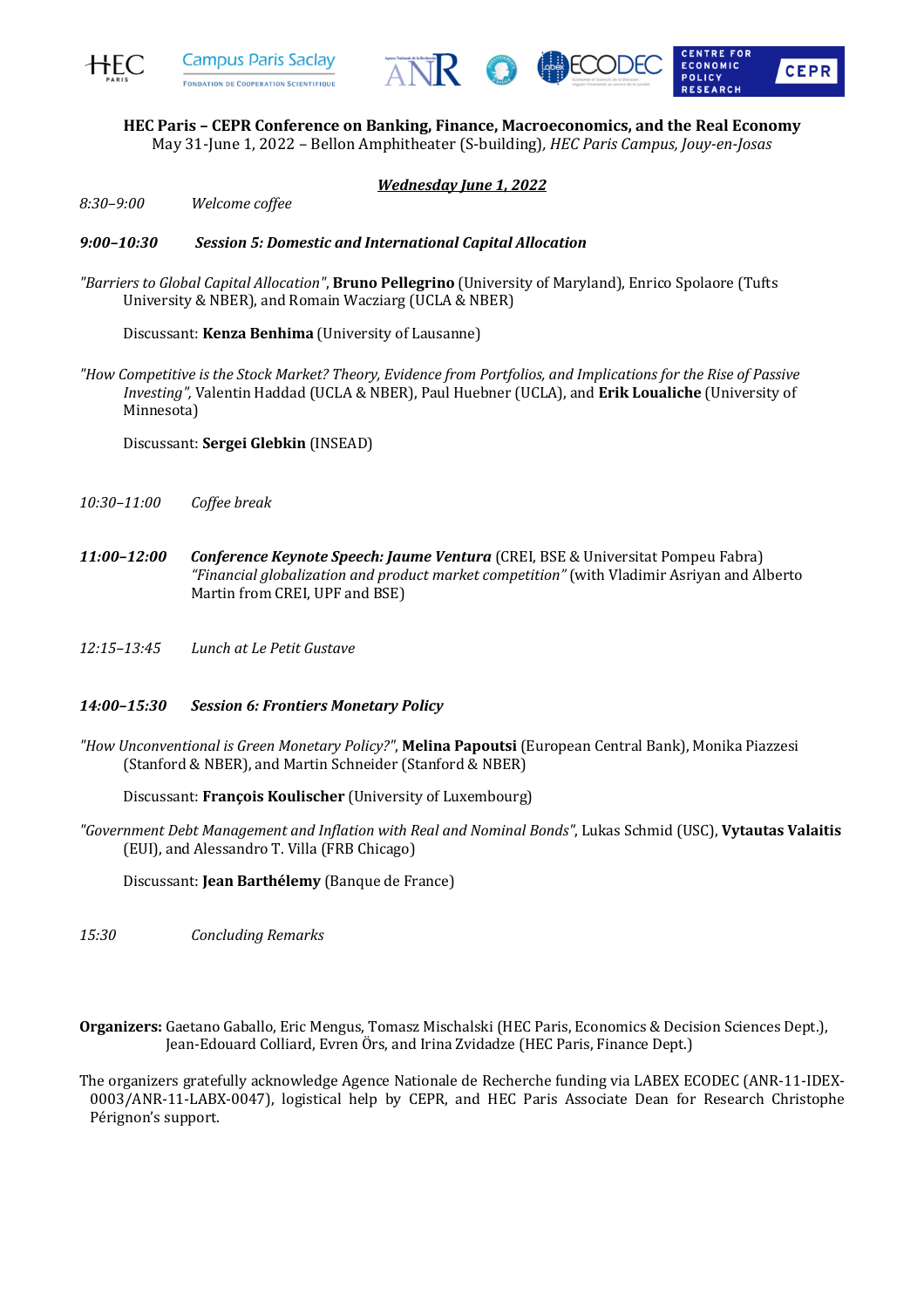**HEC Paris – CEPR Conference on Banking, Finance, Macroeconomics, and the Real Economy**
May 31-June 1, 2022 – Bellon Amphitheater (S-building), *HEC Paris Campus, Jouy-en-Josas*

***Wednesday June 1, 2022***

*8:30–9:00* *Welcome coffee*

***9:00–10:30*** ***Session 5: Domestic and International Capital Allocation***

*"Barriers to Global Capital Allocation"*, **Bruno Pellegrino** (University of Maryland), Enrico Spolaore (Tufts University & NBER), and Romain Wacziarg (UCLA & NBER)

Discussant: **Kenza Benhima** (University of Lausanne)

*"How Competitive is the Stock Market? Theory, Evidence from Portfolios, and Implications for the Rise of Passive Investing"*, Valentin Haddad (UCLA & NBER), Paul Huebner (UCLA), and **Erik Loualiche** (University of Minnesota)

Discussant: **Sergei Glebkin** (INSEAD)

*10:30–11:00* *Coffee break*

***11:00–12:00*** ***Conference Keynote Speech: Jaume Ventura*** (CREI, BSE & Universitat Pompeu Fabra)
*"Financial globalization and product market competition"* (with Vladimir Asriyan and Alberto Martin from CREI, UPF and BSE)

*12:15–13:45* *Lunch at Le Petit Gustave*

***14:00–15:30*** ***Session 6: Frontiers Monetary Policy***

*"How Unconventional is Green Monetary Policy?"*, **Melina Papoutsi** (European Central Bank), Monika Piazzesi (Stanford & NBER), and Martin Schneider (Stanford & NBER)

Discussant: **François Koulischer** (University of Luxembourg)

*"Government Debt Management and Inflation with Real and Nominal Bonds"*, Lukas Schmid (USC), **Vytautas Valaitis** (EUI), and Alessandro T. Villa (FRB Chicago)

Discussant: **Jean Barthélemy** (Banque de France)

*15:30* *Concluding Remarks*

**Organizers:** Gaetano Gaballo, Eric Mengus, Tomasz Mischalski (HEC Paris, Economics & Decision Sciences Dept.), Jean-Edouard Colliard, Evren Örs, and Irina Zvidadze (HEC Paris, Finance Dept.)

The organizers gratefully acknowledge Agence Nationale de Recherche funding via LABEX ECODEC (ANR-11-IDEX-0003/ANR-11-LABX-0047), logistical help by CEPR, and HEC Paris Associate Dean for Research Christophe Pérignon's support.